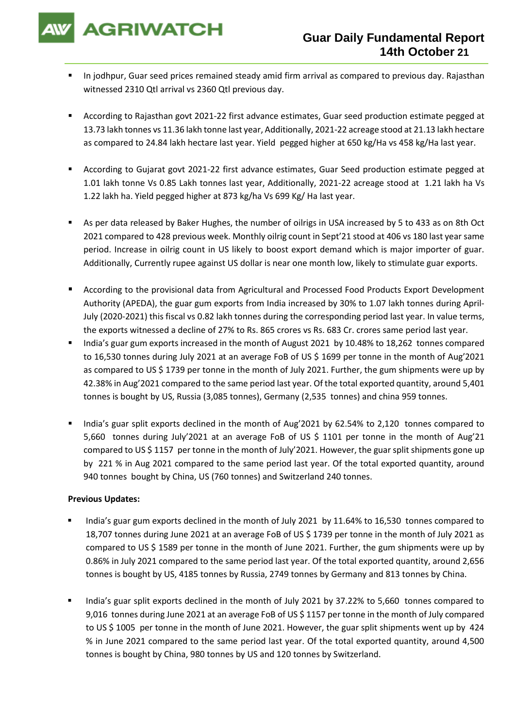# Guar Daily Fundamental Report
## 14th October 21

- In jodhpur, Guar seed prices remained steady amid firm arrival as compared to previous day. Rajasthan witnessed 2310 Qtl arrival vs 2360 Qtl previous day.

- According to Rajasthan govt 2021-22 first advance estimates, Guar seed production estimate pegged at 13.73 lakh tonnes vs 11.36 lakh tonne last year, Additionally, 2021-22 acreage stood at 21.13 lakh hectare as compared to 24.84 lakh hectare last year. Yield pegged higher at 650 kg/Ha vs 458 kg/Ha last year.

- According to Gujarat govt 2021-22 first advance estimates, Guar Seed production estimate pegged at 1.01 lakh tonne Vs 0.85 Lakh tonnes last year, Additionally, 2021-22 acreage stood at 1.21 lakh ha Vs 1.22 lakh ha. Yield pegged higher at 873 kg/ha Vs 699 Kg/ Ha last year.

- As per data released by Baker Hughes, the number of oilrigs in USA increased by 5 to 433 as on 8th Oct 2021 compared to 428 previous week. Monthly oilrig count in Sept'21 stood at 406 vs 180 last year same period. Increase in oilrig count in US likely to boost export demand which is major importer of guar. Additionally, Currently rupee against US dollar is near one month low, likely to stimulate guar exports.

- According to the provisional data from Agricultural and Processed Food Products Export Development Authority (APEDA), the guar gum exports from India increased by 30% to 1.07 lakh tonnes during April-July (2020-2021) this fiscal vs 0.82 lakh tonnes during the corresponding period last year. In value terms, the exports witnessed a decline of 27% to Rs. 865 crores vs Rs. 683 Cr. crores same period last year.
- India's guar gum exports increased in the month of August 2021 by 10.48% to 18,262 tonnes compared to 16,530 tonnes during July 2021 at an average FoB of US $ 1699 per tonne in the month of Aug'2021 as compared to US $ 1739 per tonne in the month of July 2021. Further, the gum shipments were up by 42.38% in Aug'2021 compared to the same period last year. Of the total exported quantity, around 5,401 tonnes is bought by US, Russia (3,085 tonnes), Germany (2,535 tonnes) and china 959 tonnes.

- India's guar split exports declined in the month of Aug'2021 by 62.54% to 2,120 tonnes compared to 5,660 tonnes during July'2021 at an average FoB of US $ 1101 per tonne in the month of Aug'21 compared to US $ 1157 per tonne in the month of July'2021. However, the guar split shipments gone up by 221 % in Aug 2021 compared to the same period last year. Of the total exported quantity, around 940 tonnes bought by China, US (760 tonnes) and Switzerland 240 tonnes.

**Previous Updates:**

- India's guar gum exports declined in the month of July 2021 by 11.64% to 16,530 tonnes compared to 18,707 tonnes during June 2021 at an average FoB of US $ 1739 per tonne in the month of July 2021 as compared to US $ 1589 per tonne in the month of June 2021. Further, the gum shipments were up by 0.86% in July 2021 compared to the same period last year. Of the total exported quantity, around 2,656 tonnes is bought by US, 4185 tonnes by Russia, 2749 tonnes by Germany and 813 tonnes by China.

- India's guar split exports declined in the month of July 2021 by 37.22% to 5,660 tonnes compared to 9,016 tonnes during June 2021 at an average FoB of US $ 1157 per tonne in the month of July compared to US $ 1005 per tonne in the month of June 2021. However, the guar split shipments went up by 424 % in June 2021 compared to the same period last year. Of the total exported quantity, around 4,500 tonnes is bought by China, 980 tonnes by US and 120 tonnes by Switzerland.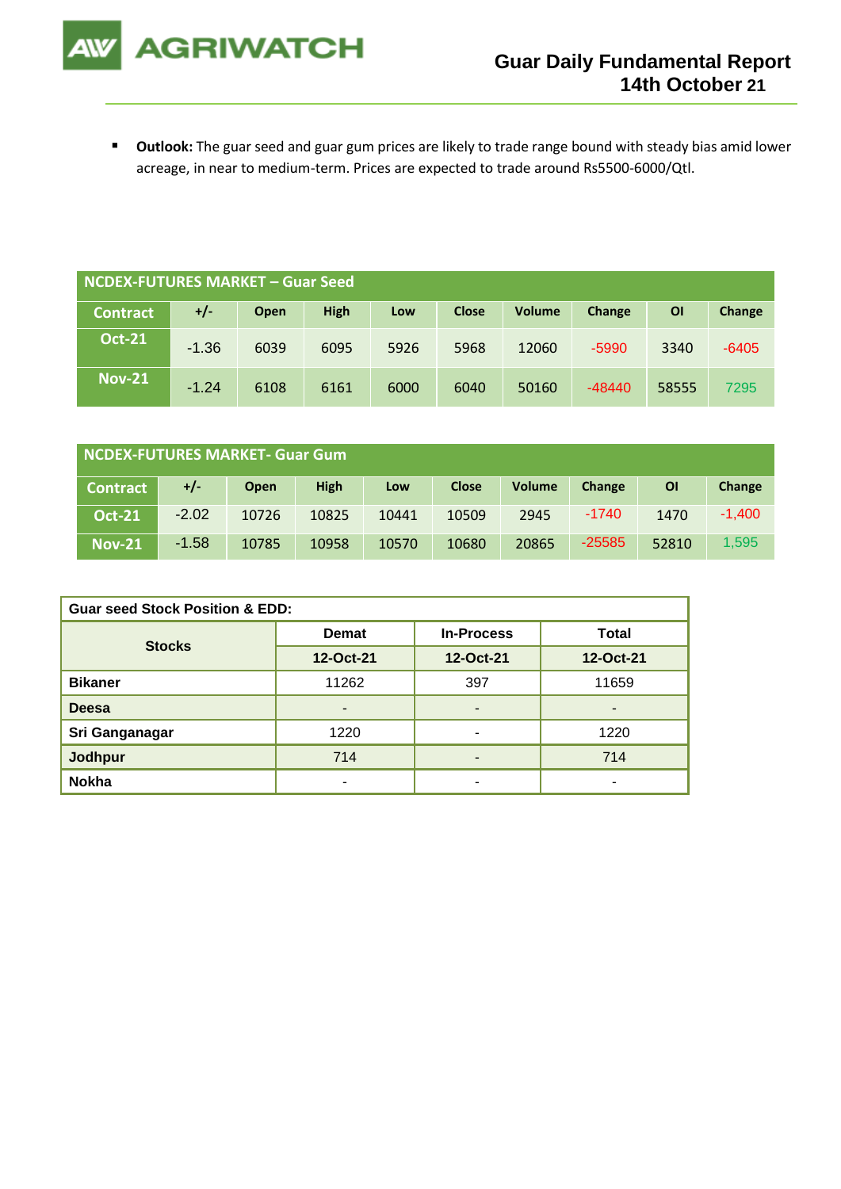- **Outlook:** The guar seed and guar gum prices are likely to trade range bound with steady bias amid lower acreage, in near to medium-term. Prices are expected to trade around Rs5500-6000/Qtl.

| NCDEX-FUTURES MARKET – Guar Seed | | | | | | | | | |
|---|---|---|---|---|---|---|---|---|---|
| Contract | +/- | Open | High | Low | Close | Volume | Change | OI | Change |
| Oct-21 | -1.36 | 6039 | 6095 | 5926 | 5968 | 12060 | -5990 | 3340 | -6405 |
| Nov-21 | -1.24 | 6108 | 6161 | 6000 | 6040 | 50160 | -48440 | 58555 | 7295 |

| NCDEX-FUTURES MARKET- Guar Gum | | | | | | | | | |
|---|---|---|---|---|---|---|---|---|---|
| Contract | +/- | Open | High | Low | Close | Volume | Change | OI | Change |
| Oct-21 | -2.02 | 10726 | 10825 | 10441 | 10509 | 2945 | -1740 | 1470 | -1,400 |
| Nov-21 | -1.58 | 10785 | 10958 | 10570 | 10680 | 20865 | -25585 | 52810 | 1,595 |

| Guar seed Stock Position & EDD: | | | |
|---|---|---|---|
| Stocks | Demat | In-Process | Total |
| | 12-Oct-21 | 12-Oct-21 | 12-Oct-21 |
| Bikaner | 11262 | 397 | 11659 |
| Deesa | - | - | - |
| Sri Ganganagar | 1220 | - | 1220 |
| Jodhpur | 714 | - | 714 |
| Nokha | - | - | - |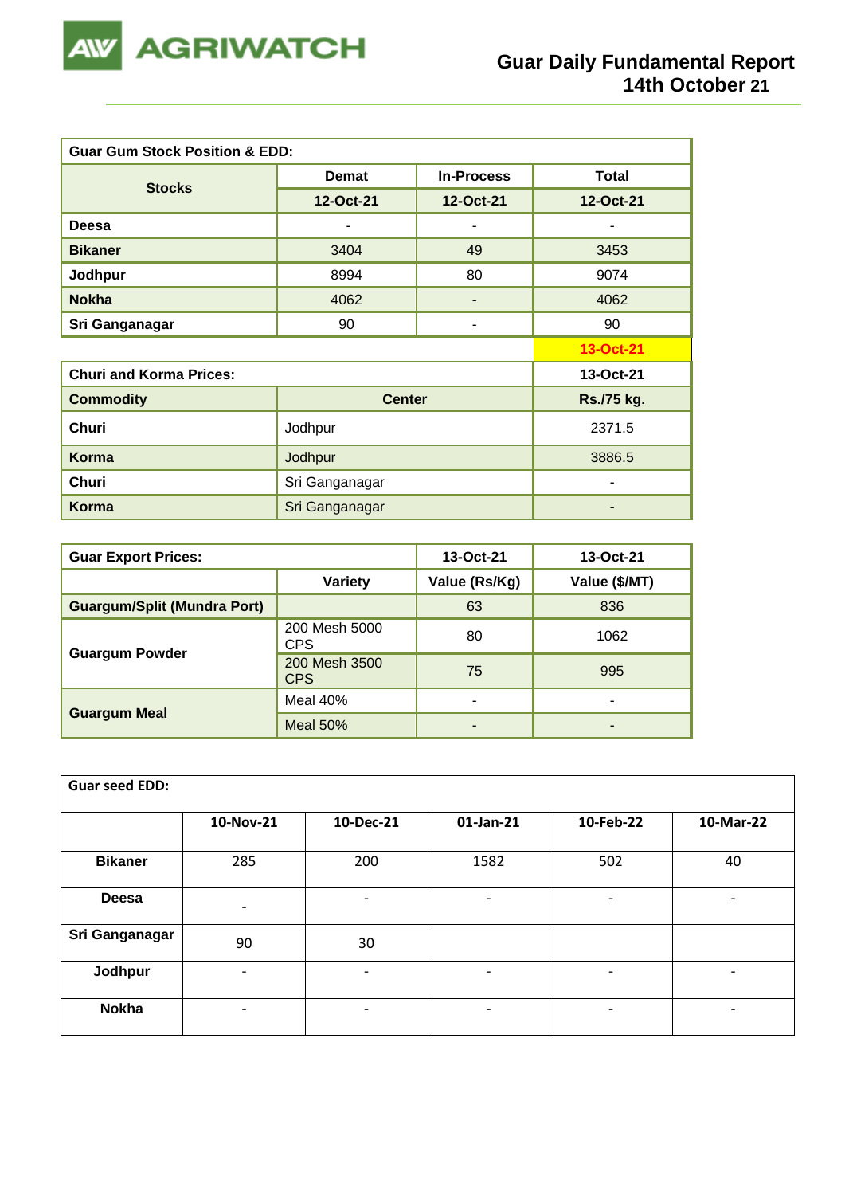| Guar Gum Stock Position & EDD: | | | |
|---|---|---|---|
| Stocks | Demat | In-Process | Total |
| | 12-Oct-21 | 12-Oct-21 | 12-Oct-21 |
| Deesa | - | - | - |
| Bikaner | 3404 | 49 | 3453 |
| Jodhpur | 8994 | 80 | 9074 |
| Nokha | 4062 | - | 4062 |
| Sri Ganganagar | 90 | - | 90 |

| | | 13-Oct-21 |
|---|---|---|
| **Churi and Korma Prices:** | | **13-Oct-21** |
| **Commodity** | **Center** | **Rs./75 kg.** |
| Churi | Jodhpur | 2371.5 |
| Korma | Jodhpur | 3886.5 |
| Churi | Sri Ganganagar | - |
| Korma | Sri Ganganagar | - |

| Guar Export Prices: | | 13-Oct-21 | 13-Oct-21 |
|---|---|---|---|
| | Variety | Value (Rs/Kg) | Value ($/MT) |
| Guargum/Split (Mundra Port) | | 63 | 836 |
| Guargum Powder | 200 Mesh 5000 CPS | 80 | 1062 |
| | 200 Mesh 3500 CPS | 75 | 995 |
| Guargum Meal | Meal 40% | - | - |
| | Meal 50% | - | - |

| Guar seed EDD: | | | | | |
|---|---|---|---|---|---|
| | 10-Nov-21 | 10-Dec-21 | 01-Jan-21 | 10-Feb-22 | 10-Mar-22 |
| Bikaner | 285 | 200 | 1582 | 502 | 40 |
| Deesa | - | - | - | - | - |
| Sri Ganganagar | 90 | 30 | | | |
| Jodhpur | - | - | - | - | - |
| Nokha | - | - | - | - | - |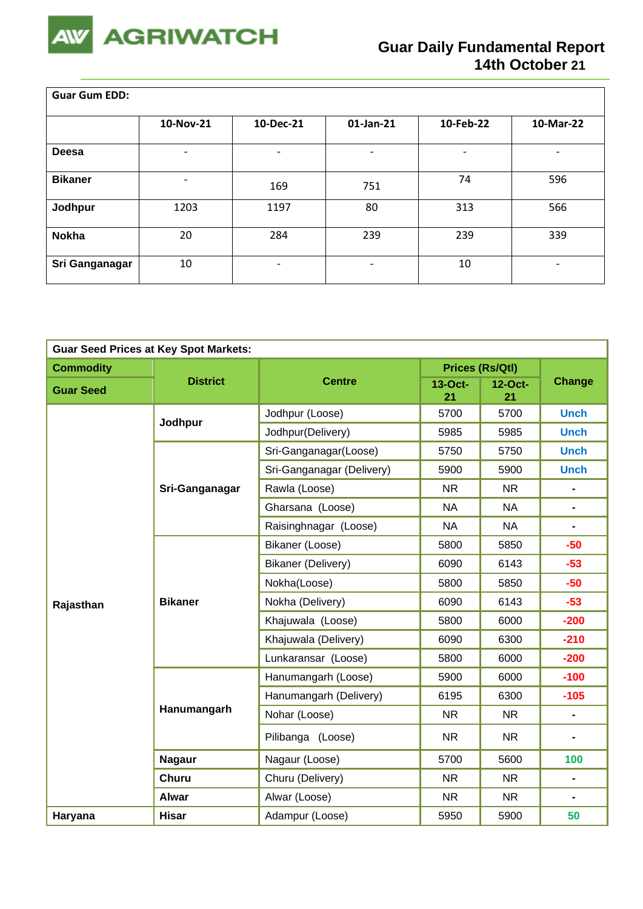# Guar Daily Fundamental Report
## 14th October 21

**Guar Gum EDD:**

| | 10-Nov-21 | 10-Dec-21 | 01-Jan-21 | 10-Feb-22 | 10-Mar-22 |
|---|---|---|---|---|---|
| **Deesa** | - | - | - | - | - |
| **Bikaner** | - | 169 | 751 | 74 | 596 |
| **Jodhpur** | 1203 | 1197 | 80 | 313 | 566 |
| **Nokha** | 20 | 284 | 239 | 239 | 339 |
| **Sri Ganganagar** | 10 | - | - | 10 | - |

**Guar Seed Prices at Key Spot Markets:**

| Commodity | District | Centre | Prices (Rs/Qtl) | | Change |
|---|---|---|---|---|---|
| Guar Seed | | | 13-Oct-21 | 12-Oct-21 | |
| **Rajasthan** | **Jodhpur** | Jodhpur (Loose) | 5700 | 5700 | Unch |
| | | Jodhpur(Delivery) | 5985 | 5985 | Unch |
| | **Sri-Ganganagar** | Sri-Ganganagar(Loose) | 5750 | 5750 | Unch |
| | | Sri-Ganganagar (Delivery) | 5900 | 5900 | Unch |
| | | Rawla (Loose) | NR | NR | - |
| | | Gharsana (Loose) | NA | NA | - |
| | | Raisinghnagar (Loose) | NA | NA | - |
| | **Bikaner** | Bikaner (Loose) | 5800 | 5850 | -50 |
| | | Bikaner (Delivery) | 6090 | 6143 | -53 |
| | | Nokha(Loose) | 5800 | 5850 | -50 |
| | | Nokha (Delivery) | 6090 | 6143 | -53 |
| | | Khajuwala (Loose) | 5800 | 6000 | -200 |
| | | Khajuwala (Delivery) | 6090 | 6300 | -210 |
| | | Lunkaransar (Loose) | 5800 | 6000 | -200 |
| | **Hanumangarh** | Hanumangarh (Loose) | 5900 | 6000 | -100 |
| | | Hanumangarh (Delivery) | 6195 | 6300 | -105 |
| | | Nohar (Loose) | NR | NR | - |
| | | Pilibanga (Loose) | NR | NR | - |
| | **Nagaur** | Nagaur (Loose) | 5700 | 5600 | 100 |
| | **Churu** | Churu (Delivery) | NR | NR | - |
| | **Alwar** | Alwar (Loose) | NR | NR | - |
| **Haryana** | **Hisar** | Adampur (Loose) | 5950 | 5900 | 50 |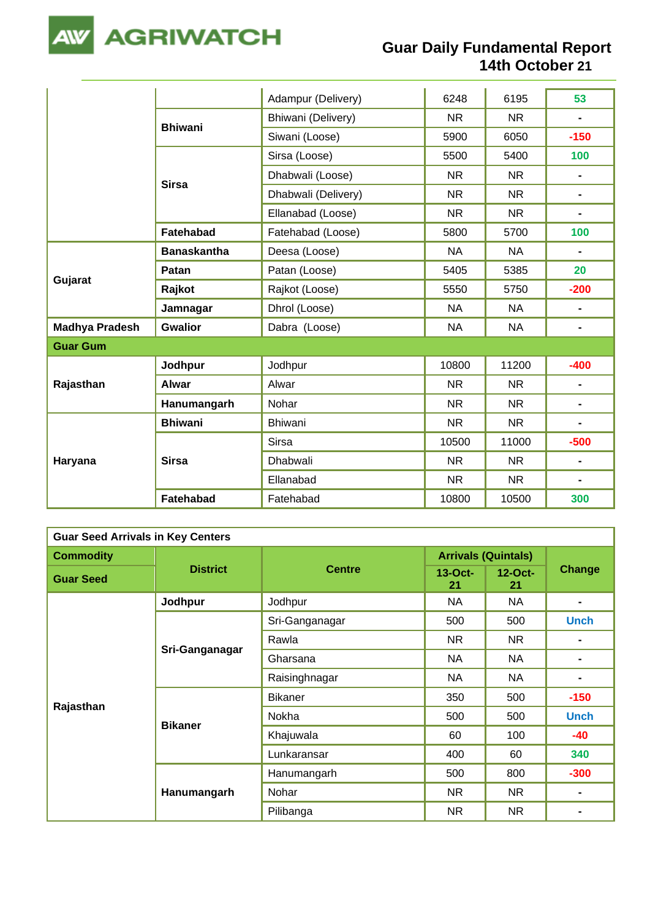| | | | | | |
|---|---|---|---|---|---|
| | | Adampur (Delivery) | 6248 | 6195 | 53 |
| | **Bhiwani** | Bhiwani (Delivery) | NR | NR | - |
| | | Siwani (Loose) | 5900 | 6050 | -150 |
| | **Sirsa** | Sirsa (Loose) | 5500 | 5400 | 100 |
| | | Dhabwali (Loose) | NR | NR | - |
| | | Dhabwali (Delivery) | NR | NR | - |
| | | Ellanabad (Loose) | NR | NR | - |
| | **Fatehabad** | Fatehabad (Loose) | 5800 | 5700 | 100 |
| **Gujarat** | **Banaskantha** | Deesa (Loose) | NA | NA | - |
| | **Patan** | Patan (Loose) | 5405 | 5385 | 20 |
| | **Rajkot** | Rajkot (Loose) | 5550 | 5750 | -200 |
| | **Jamnagar** | Dhrol (Loose) | NA | NA | - |
| **Madhya Pradesh** | **Gwalior** | Dabra (Loose) | NA | NA | - |
| **Guar Gum** | | | | | |
| **Rajasthan** | **Jodhpur** | Jodhpur | 10800 | 11200 | -400 |
| | **Alwar** | Alwar | NR | NR | - |
| | **Hanumangarh** | Nohar | NR | NR | - |
| **Haryana** | **Bhiwani** | Bhiwani | NR | NR | - |
| | **Sirsa** | Sirsa | 10500 | 11000 | -500 |
| | | Dhabwali | NR | NR | - |
| | | Ellanabad | NR | NR | - |
| | **Fatehabad** | Fatehabad | 10800 | 10500 | 300 |

| **Guar Seed Arrivals in Key Centers** | | | | | |
|---|---|---|---|---|---|
| **Commodity** | **District** | **Centre** | **Arrivals (Quintals)** | | **Change** |
| **Guar Seed** | | | **13-Oct-21** | **12-Oct-21** | |
| **Rajasthan** | **Jodhpur** | Jodhpur | NA | NA | - |
| | **Sri-Ganganagar** | Sri-Ganganagar | 500 | 500 | Unch |
| | | Rawla | NR | NR | - |
| | | Gharsana | NA | NA | - |
| | | Raisinghnagar | NA | NA | - |
| | **Bikaner** | Bikaner | 350 | 500 | -150 |
| | | Nokha | 500 | 500 | Unch |
| | | Khajuwala | 60 | 100 | -40 |
| | | Lunkaransar | 400 | 60 | 340 |
| | **Hanumangarh** | Hanumangarh | 500 | 800 | -300 |
| | | Nohar | NR | NR | - |
| | | Pilibanga | NR | NR | - |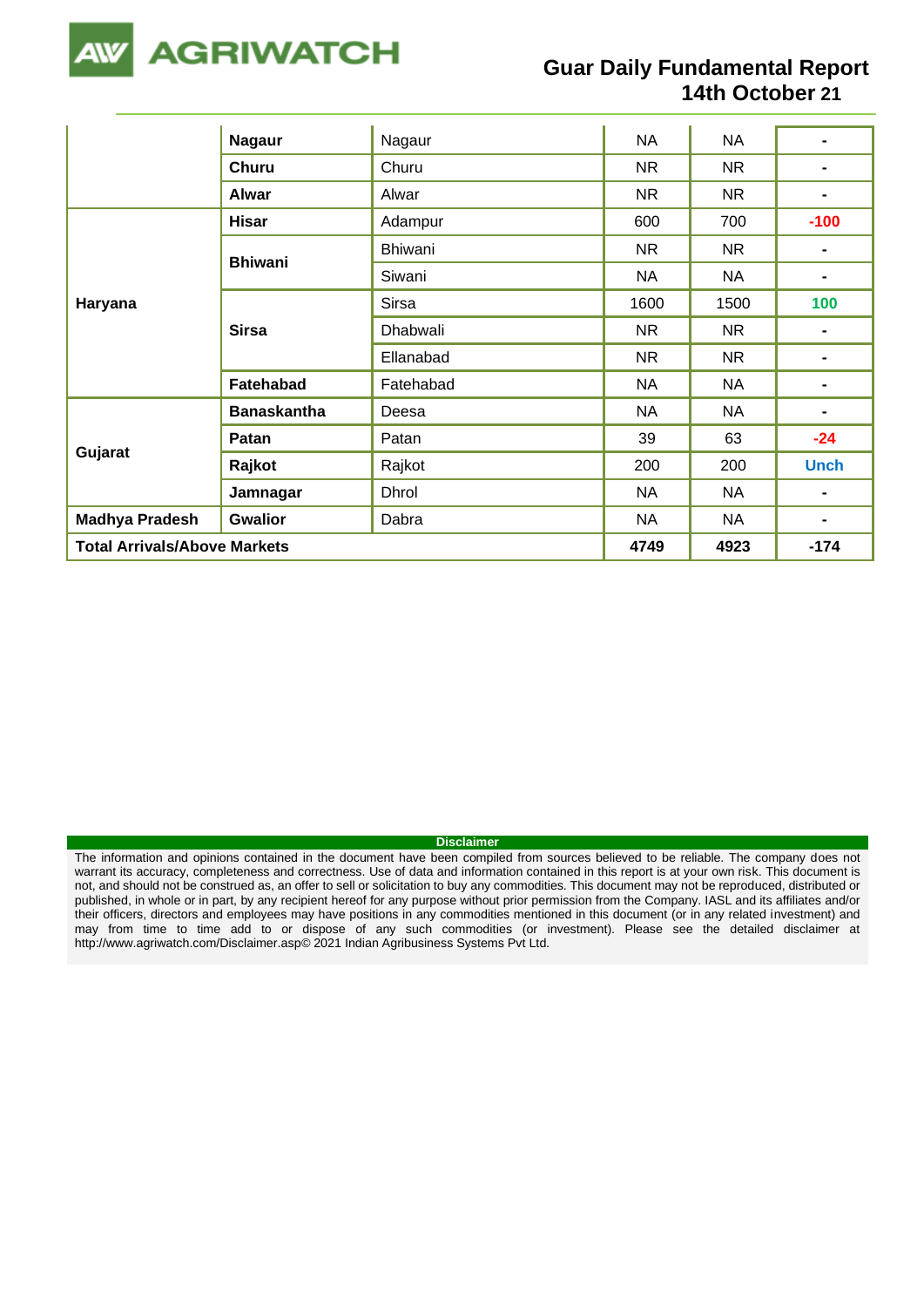| | | | | | |
|---|---|---|---|---|---|
| | **Nagaur** | Nagaur | NA | NA | - |
| | **Churu** | Churu | NR | NR | - |
| | **Alwar** | Alwar | NR | NR | - |
| **Haryana** | **Hisar** | Adampur | 600 | 700 | -100 |
| | **Bhiwani** | Bhiwani | NR | NR | - |
| | | Siwani | NA | NA | - |
| | **Sirsa** | Sirsa | 1600 | 1500 | 100 |
| | | Dhabwali | NR | NR | - |
| | | Ellanabad | NR | NR | - |
| | **Fatehabad** | Fatehabad | NA | NA | - |
| **Gujarat** | **Banaskantha** | Deesa | NA | NA | - |
| | **Patan** | Patan | 39 | 63 | -24 |
| | **Rajkot** | Rajkot | 200 | 200 | Unch |
| | **Jamnagar** | Dhrol | NA | NA | - |
| **Madhya Pradesh** | **Gwalior** | Dabra | NA | NA | - |
| **Total Arrivals/Above Markets** | | | **4749** | **4923** | **-174** |

**Disclaimer**

The information and opinions contained in the document have been compiled from sources believed to be reliable. The company does not warrant its accuracy, completeness and correctness. Use of data and information contained in this report is at your own risk. This document is not, and should not be construed as, an offer to sell or solicitation to buy any commodities. This document may not be reproduced, distributed or published, in whole or in part, by any recipient hereof for any purpose without prior permission from the Company. IASL and its affiliates and/or their officers, directors and employees may have positions in any commodities mentioned in this document (or in any related investment) and may from time to time add to or dispose of any such commodities (or investment). Please see the detailed disclaimer at http://www.agriwatch.com/Disclaimer.asp© 2021 Indian Agribusiness Systems Pvt Ltd.